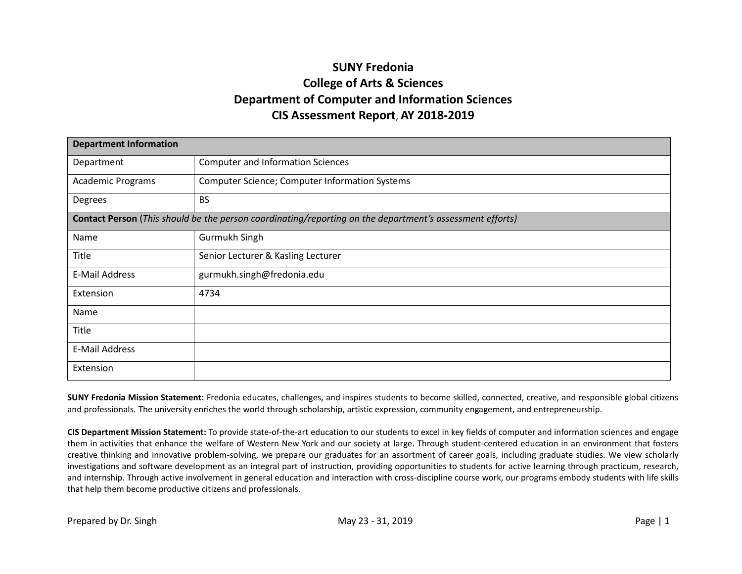# SUNY Fredonia
# College of Arts & Sciences
# Department of Computer and Information Sciences
# CIS Assessment Report, AY 2018-2019

| **Department Information** | |
|---|---|
| Department | Computer and Information Sciences |
| Academic Programs | Computer Science; Computer Information Systems |
| Degrees | BS |
| **Contact Person** (*This should be the person coordinating/reporting on the department's assessment efforts)* | |
| Name | Gurmukh Singh |
| Title | Senior Lecturer & Kasling Lecturer |
| E-Mail Address | gurmukh.singh@fredonia.edu |
| Extension | 4734 |
| Name | |
| Title | |
| E-Mail Address | |
| Extension | |

**SUNY Fredonia Mission Statement:** Fredonia educates, challenges, and inspires students to become skilled, connected, creative, and responsible global citizens and professionals. The university enriches the world through scholarship, artistic expression, community engagement, and entrepreneurship.

**CIS Department Mission Statement:** To provide state-of-the-art education to our students to excel in key fields of computer and information sciences and engage them in activities that enhance the welfare of Western New York and our society at large. Through student-centered education in an environment that fosters creative thinking and innovative problem-solving, we prepare our graduates for an assortment of career goals, including graduate studies. We view scholarly investigations and software development as an integral part of instruction, providing opportunities to students for active learning through practicum, research, and internship. Through active involvement in general education and interaction with cross-discipline course work, our programs embody students with life skills that help them become productive citizens and professionals.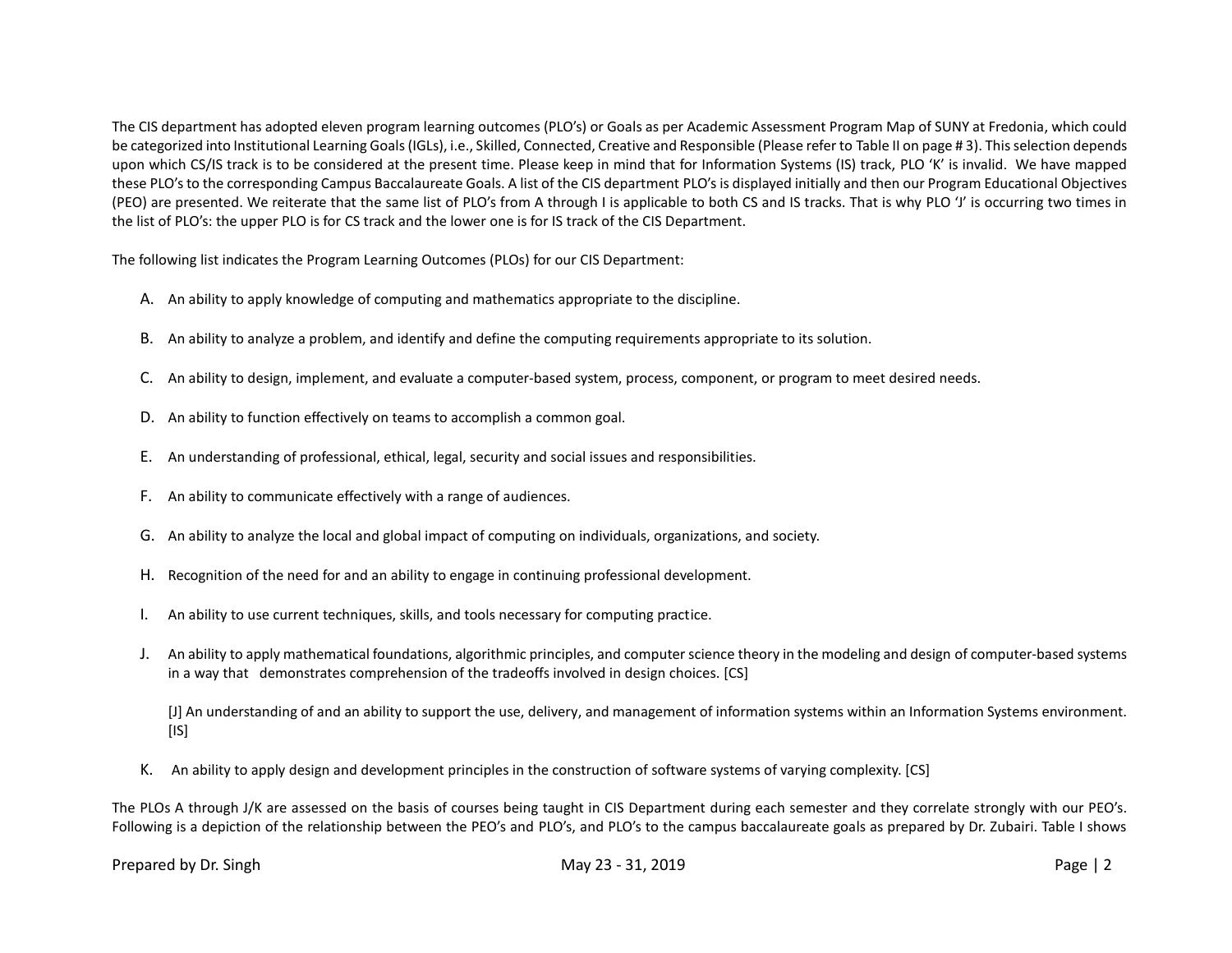The CIS department has adopted eleven program learning outcomes (PLO's) or Goals as per Academic Assessment Program Map of SUNY at Fredonia, which could be categorized into Institutional Learning Goals (IGLs), i.e., Skilled, Connected, Creative and Responsible (Please refer to Table II on page # 3). This selection depends upon which CS/IS track is to be considered at the present time. Please keep in mind that for Information Systems (IS) track, PLO 'K' is invalid. We have mapped these PLO's to the corresponding Campus Baccalaureate Goals. A list of the CIS department PLO's is displayed initially and then our Program Educational Objectives (PEO) are presented. We reiterate that the same list of PLO's from A through I is applicable to both CS and IS tracks. That is why PLO 'J' is occurring two times in the list of PLO's: the upper PLO is for CS track and the lower one is for IS track of the CIS Department.

The following list indicates the Program Learning Outcomes (PLOs) for our CIS Department:

A. An ability to apply knowledge of computing and mathematics appropriate to the discipline.

B. An ability to analyze a problem, and identify and define the computing requirements appropriate to its solution.

C. An ability to design, implement, and evaluate a computer-based system, process, component, or program to meet desired needs.

D. An ability to function effectively on teams to accomplish a common goal.

E. An understanding of professional, ethical, legal, security and social issues and responsibilities.

F. An ability to communicate effectively with a range of audiences.

G. An ability to analyze the local and global impact of computing on individuals, organizations, and society.

H. Recognition of the need for and an ability to engage in continuing professional development.

I. An ability to use current techniques, skills, and tools necessary for computing practice.

J. An ability to apply mathematical foundations, algorithmic principles, and computer science theory in the modeling and design of computer-based systems in a way that demonstrates comprehension of the tradeoffs involved in design choices. [CS]

   [J] An understanding of and an ability to support the use, delivery, and management of information systems within an Information Systems environment. [IS]

K. An ability to apply design and development principles in the construction of software systems of varying complexity. [CS]

The PLOs A through J/K are assessed on the basis of courses being taught in CIS Department during each semester and they correlate strongly with our PEO's. Following is a depiction of the relationship between the PEO's and PLO's, and PLO's to the campus baccalaureate goals as prepared by Dr. Zubairi. Table I shows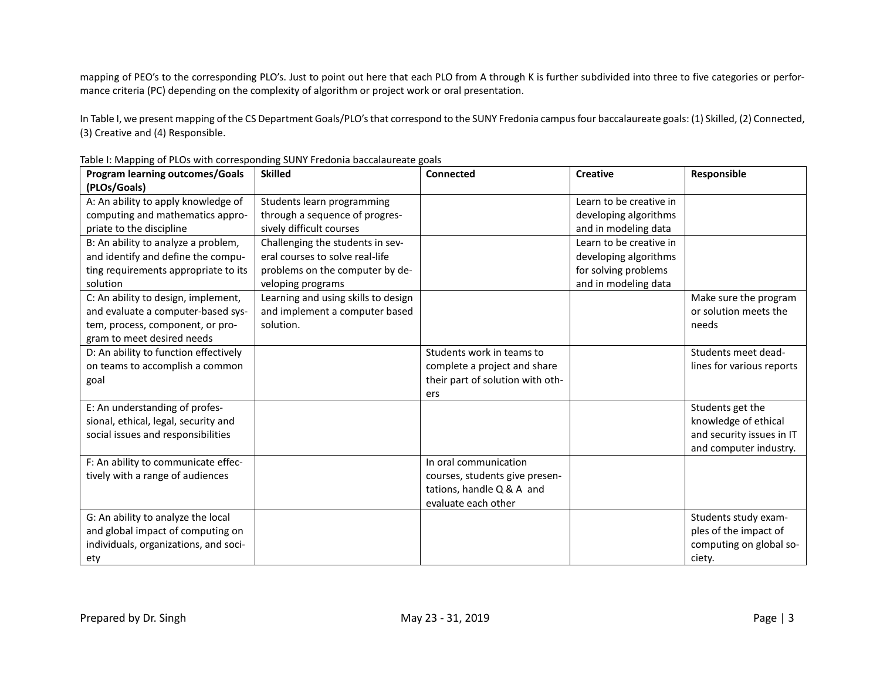mapping of PEO's to the corresponding PLO's. Just to point out here that each PLO from A through K is further subdivided into three to five categories or performance criteria (PC) depending on the complexity of algorithm or project work or oral presentation.

In Table I, we present mapping of the CS Department Goals/PLO's that correspond to the SUNY Fredonia campus four baccalaureate goals: (1) Skilled, (2) Connected, (3) Creative and (4) Responsible.

Table I: Mapping of PLOs with corresponding SUNY Fredonia baccalaureate goals

| **Program learning outcomes/Goals (PLOs/Goals)** | **Skilled** | **Connected** | **Creative** | **Responsible** |
|---|---|---|---|---|
| A: An ability to apply knowledge of computing and mathematics appropriate to the discipline | Students learn programming through a sequence of progressively difficult courses | | Learn to be creative in developing algorithms and in modeling data | |
| B: An ability to analyze a problem, and identify and define the computing requirements appropriate to its solution | Challenging the students in several courses to solve real-life problems on the computer by developing programs | | Learn to be creative in developing algorithms for solving problems and in modeling data | |
| C: An ability to design, implement, and evaluate a computer-based system, process, component, or program to meet desired needs | Learning and using skills to design and implement a computer based solution. | | | Make sure the program or solution meets the needs |
| D: An ability to function effectively on teams to accomplish a common goal | | Students work in teams to complete a project and share their part of solution with others | | Students meet deadlines for various reports |
| E: An understanding of professional, ethical, legal, security and social issues and responsibilities | | | | Students get the knowledge of ethical and security issues in IT and computer industry. |
| F: An ability to communicate effectively with a range of audiences | | In oral communication courses, students give presentations, handle Q & A and evaluate each other | | |
| G: An ability to analyze the local and global impact of computing on individuals, organizations, and society | | | | Students study examples of the impact of computing on global society. |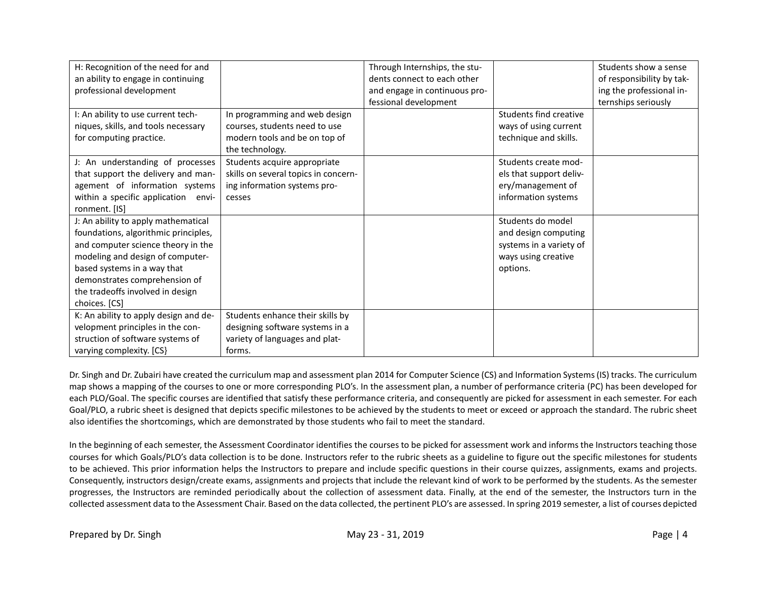| H: Recognition of the need for and an ability to engage in continuing professional development | | Through Internships, the students connect to each other and engage in continuous professional development | | Students show a sense of responsibility by taking the professional internships seriously |
|---|---|---|---|---|
| I: An ability to use current techniques, skills, and tools necessary for computing practice. | In programming and web design courses, students need to use modern tools and be on top of the technology. | | Students find creative ways of using current technique and skills. | |
| J: An understanding of processes that support the delivery and management of information systems within a specific application environment. [IS] | Students acquire appropriate skills on several topics in concerning information systems processes | | Students create models that support delivery/management of information systems | |
| J: An ability to apply mathematical foundations, algorithmic principles, and computer science theory in the modeling and design of computer-based systems in a way that demonstrates comprehension of the tradeoffs involved in design choices. [CS] | | | Students do model and design computing systems in a variety of ways using creative options. | |
| K: An ability to apply design and development principles in the construction of software systems of varying complexity. [CS} | Students enhance their skills by designing software systems in a variety of languages and platforms. | | | |

Dr. Singh and Dr. Zubairi have created the curriculum map and assessment plan 2014 for Computer Science (CS) and Information Systems (IS) tracks. The curriculum map shows a mapping of the courses to one or more corresponding PLO's. In the assessment plan, a number of performance criteria (PC) has been developed for each PLO/Goal. The specific courses are identified that satisfy these performance criteria, and consequently are picked for assessment in each semester. For each Goal/PLO, a rubric sheet is designed that depicts specific milestones to be achieved by the students to meet or exceed or approach the standard. The rubric sheet also identifies the shortcomings, which are demonstrated by those students who fail to meet the standard.

In the beginning of each semester, the Assessment Coordinator identifies the courses to be picked for assessment work and informs the Instructors teaching those courses for which Goals/PLO's data collection is to be done. Instructors refer to the rubric sheets as a guideline to figure out the specific milestones for students to be achieved. This prior information helps the Instructors to prepare and include specific questions in their course quizzes, assignments, exams and projects. Consequently, instructors design/create exams, assignments and projects that include the relevant kind of work to be performed by the students. As the semester progresses, the Instructors are reminded periodically about the collection of assessment data. Finally, at the end of the semester, the Instructors turn in the collected assessment data to the Assessment Chair. Based on the data collected, the pertinent PLO's are assessed. In spring 2019 semester, a list of courses depicted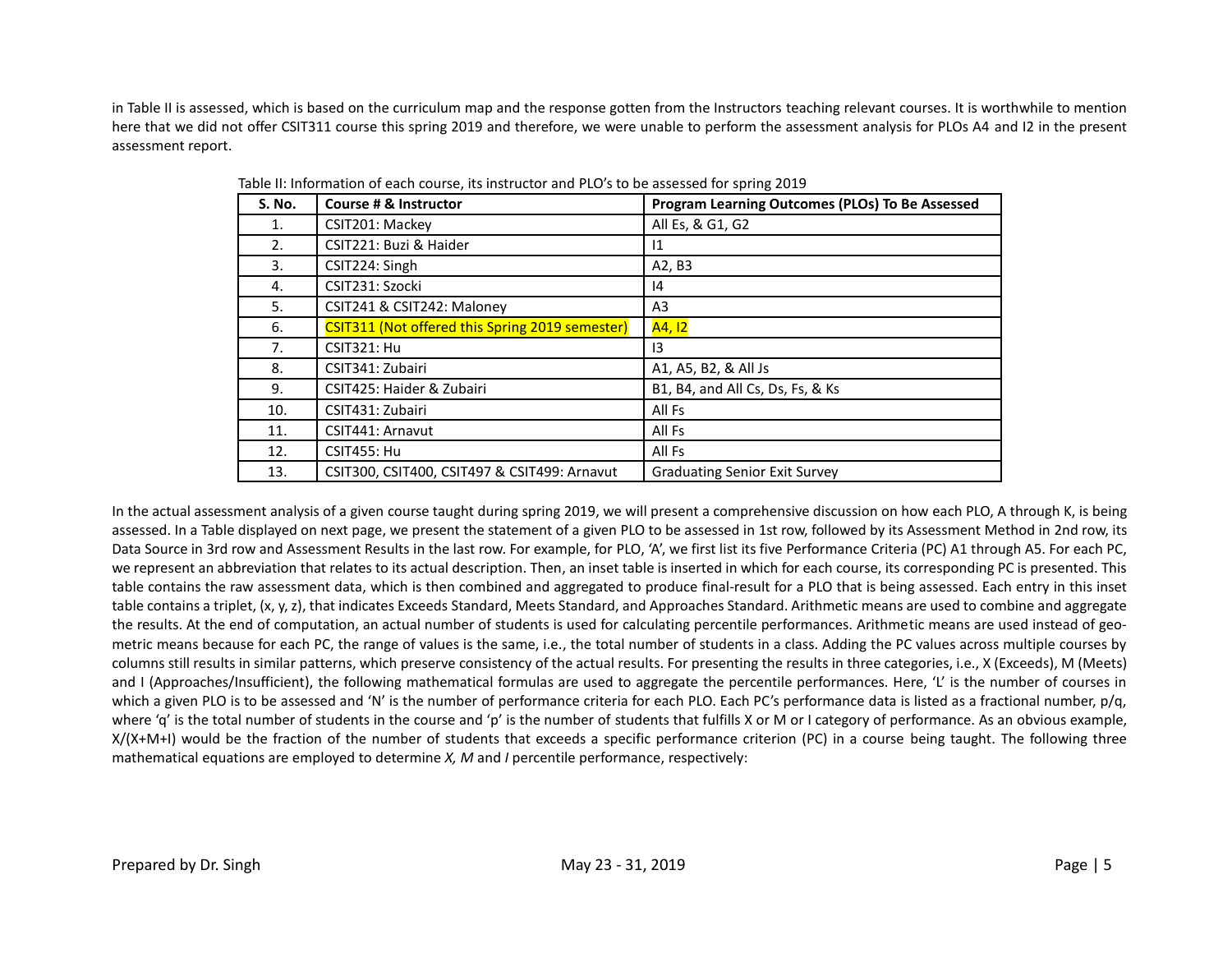in Table II is assessed, which is based on the curriculum map and the response gotten from the Instructors teaching relevant courses. It is worthwhile to mention here that we did not offer CSIT311 course this spring 2019 and therefore, we were unable to perform the assessment analysis for PLOs A4 and I2 in the present assessment report.

Table II: Information of each course, its instructor and PLO's to be assessed for spring 2019

| S. No. | Course # & Instructor | Program Learning Outcomes (PLOs) To Be Assessed |
|---|---|---|
| 1. | CSIT201: Mackey | All Es, & G1, G2 |
| 2. | CSIT221: Buzi & Haider | I1 |
| 3. | CSIT224: Singh | A2, B3 |
| 4. | CSIT231: Szocki | I4 |
| 5. | CSIT241 & CSIT242: Maloney | A3 |
| 6. | CSIT311 (Not offered this Spring 2019 semester) | A4, I2 |
| 7. | CSIT321: Hu | I3 |
| 8. | CSIT341: Zubairi | A1, A5, B2, & All Js |
| 9. | CSIT425: Haider & Zubairi | B1, B4, and All Cs, Ds, Fs, & Ks |
| 10. | CSIT431: Zubairi | All Fs |
| 11. | CSIT441: Arnavut | All Fs |
| 12. | CSIT455: Hu | All Fs |
| 13. | CSIT300, CSIT400, CSIT497 & CSIT499: Arnavut | Graduating Senior Exit Survey |

In the actual assessment analysis of a given course taught during spring 2019, we will present a comprehensive discussion on how each PLO, A through K, is being assessed. In a Table displayed on next page, we present the statement of a given PLO to be assessed in 1st row, followed by its Assessment Method in 2nd row, its Data Source in 3rd row and Assessment Results in the last row. For example, for PLO, 'A', we first list its five Performance Criteria (PC) A1 through A5. For each PC, we represent an abbreviation that relates to its actual description. Then, an inset table is inserted in which for each course, its corresponding PC is presented. This table contains the raw assessment data, which is then combined and aggregated to produce final-result for a PLO that is being assessed. Each entry in this inset table contains a triplet, (x, y, z), that indicates Exceeds Standard, Meets Standard, and Approaches Standard. Arithmetic means are used to combine and aggregate the results. At the end of computation, an actual number of students is used for calculating percentile performances. Arithmetic means are used instead of geometric means because for each PC, the range of values is the same, i.e., the total number of students in a class. Adding the PC values across multiple courses by columns still results in similar patterns, which preserve consistency of the actual results. For presenting the results in three categories, i.e., X (Exceeds), M (Meets) and I (Approaches/Insufficient), the following mathematical formulas are used to aggregate the percentile performances. Here, 'L' is the number of courses in which a given PLO is to be assessed and 'N' is the number of performance criteria for each PLO. Each PC's performance data is listed as a fractional number, p/q, where 'q' is the total number of students in the course and 'p' is the number of students that fulfills X or M or I category of performance. As an obvious example, X/(X+M+I) would be the fraction of the number of students that exceeds a specific performance criterion (PC) in a course being taught. The following three mathematical equations are employed to determine *X, M* and *I* percentile performance, respectively: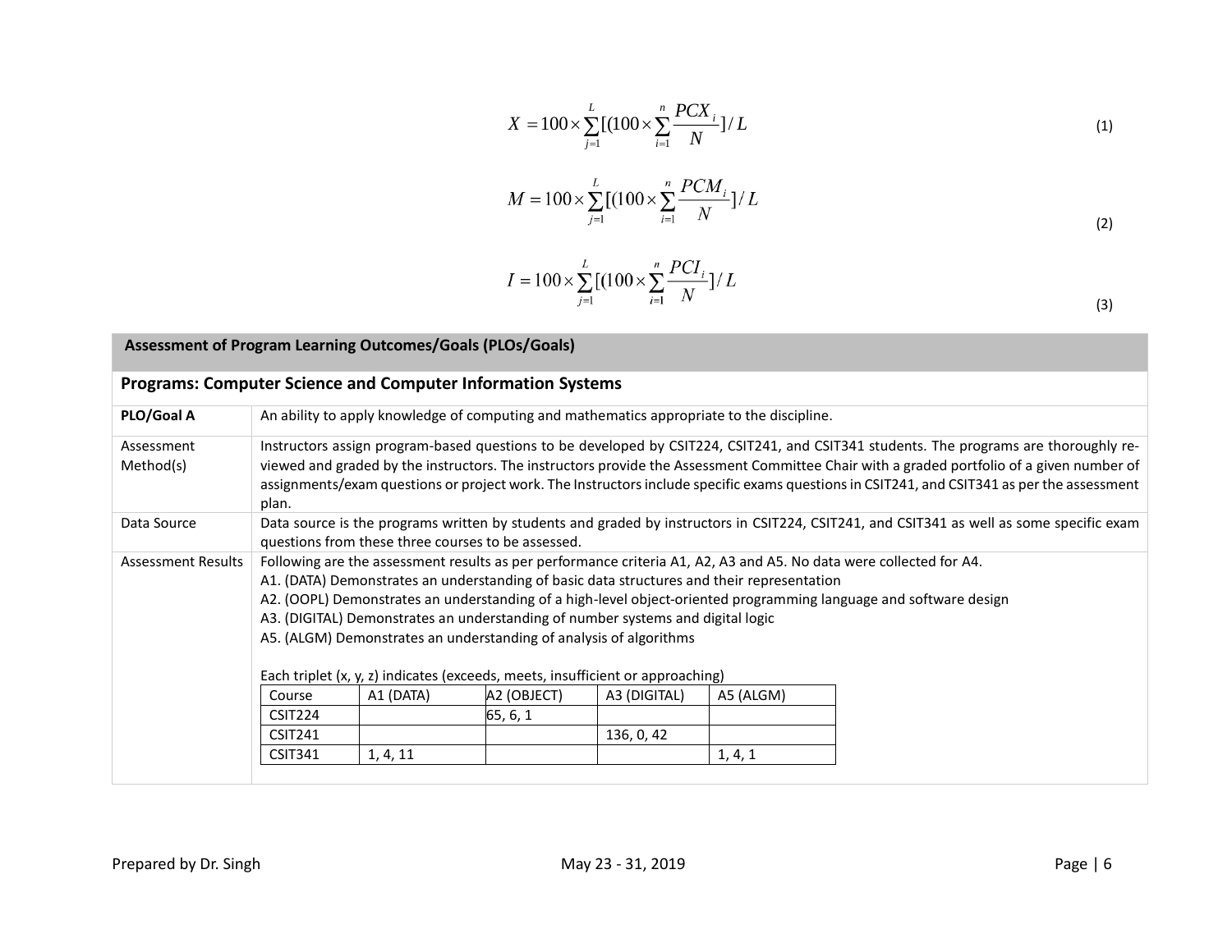$$X = 100 \times \sum_{j=1}^{L} [(100 \times \sum_{i=1}^{n} \frac{PCX_i}{N}] / L \tag{1}$$

$$M = 100 \times \sum_{j=1}^{L} [(100 \times \sum_{i=1}^{n} \frac{PCM_i}{N}] / L \tag{2}$$

$$I = 100 \times \sum_{j=1}^{L} [(100 \times \sum_{i=1}^{n} \frac{PCI_i}{N}] / L \tag{3}$$

| **Assessment of Program Learning Outcomes/Goals (PLOs/Goals)** | |
|---|---|
| **Programs: Computer Science and Computer Information Systems** | |
| **PLO/Goal A** | An ability to apply knowledge of computing and mathematics appropriate to the discipline. |
| Assessment Method(s) | Instructors assign program-based questions to be developed by CSIT224, CSIT241, and CSIT341 students. The programs are thoroughly re-viewed and graded by the instructors. The instructors provide the Assessment Committee Chair with a graded portfolio of a given number of assignments/exam questions or project work. The Instructors include specific exams questions in CSIT241, and CSIT341 as per the assessment plan. |
| Data Source | Data source is the programs written by students and graded by instructors in CSIT224, CSIT241, and CSIT341 as well as some specific exam questions from these three courses to be assessed. |
| Assessment Results | Following are the assessment results as per performance criteria A1, A2, A3 and A5. No data were collected for A4.<br>A1. (DATA) Demonstrates an understanding of basic data structures and their representation<br>A2. (OOPL) Demonstrates an understanding of a high-level object-oriented programming language and software design<br>A3. (DIGITAL) Demonstrates an understanding of number systems and digital logic<br>A5. (ALGM) Demonstrates an understanding of analysis of algorithms<br><br>Each triplet (x, y, z) indicates (exceeds, meets, insufficient or approaching) |

| Course | A1 (DATA) | A2 (OBJECT) | A3 (DIGITAL) | A5 (ALGM) |
|---|---|---|---|---|
| CSIT224 | | 65, 6, 1 | | |
| CSIT241 | | | 136, 0, 42 | |
| CSIT341 | 1, 4, 11 | | | 1, 4, 1 |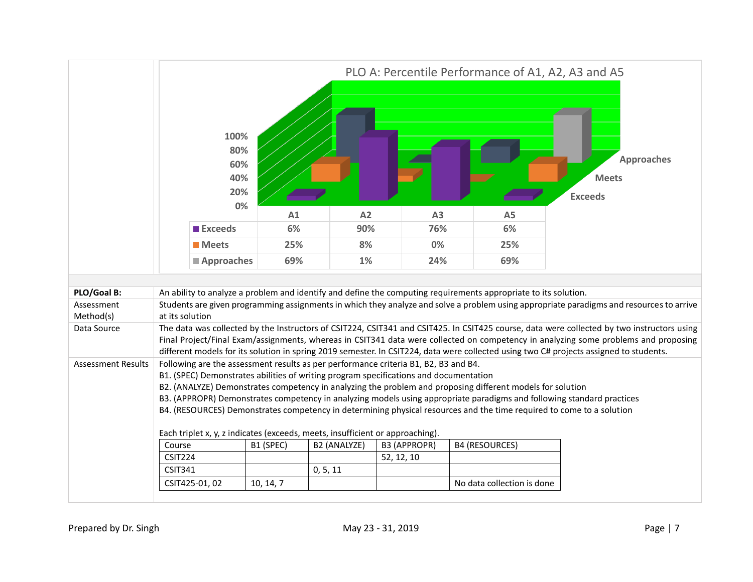**PLO A: Percentile Performance of A1, A2, A3 and A5**

| | A1 | A2 | A3 | A5 |
|---|---|---|---|---|
| Exceeds | 6% | 90% | 76% | 6% |
| Meets | 25% | 8% | 0% | 25% |
| Approaches | 69% | 1% | 24% | 69% |

| | |
|---|---|
| **PLO/Goal B:** | An ability to analyze a problem and identify and define the computing requirements appropriate to its solution. |
| Assessment Method(s) | Students are given programming assignments in which they analyze and solve a problem using appropriate paradigms and resources to arrive at its solution |
| Data Source | The data was collected by the Instructors of CSIT224, CSIT341 and CSIT425. In CSIT425 course, data were collected by two instructors using Final Project/Final Exam/assignments, whereas in CSIT341 data were collected on competency in analyzing some problems and proposing different models for its solution in spring 2019 semester. In CSIT224, data were collected using two C# projects assigned to students. |
| Assessment Results | Following are the assessment results as per performance criteria B1, B2, B3 and B4. |

Following are the assessment results as per performance criteria B1, B2, B3 and B4.

B1. (SPEC) Demonstrates abilities of writing program specifications and documentation

B2. (ANALYZE) Demonstrates competency in analyzing the problem and proposing different models for solution

B3. (APPROPR) Demonstrates competency in analyzing models using appropriate paradigms and following standard practices

B4. (RESOURCES) Demonstrates competency in determining physical resources and the time required to come to a solution

Each triplet x, y, z indicates (exceeds, meets, insufficient or approaching).

| Course | B1 (SPEC) | B2 (ANALYZE) | B3 (APPROPR) | B4 (RESOURCES) |
|---|---|---|---|---|
| CSIT224 | | | 52, 12, 10 | |
| CSIT341 | | 0, 5, 11 | | |
| CSIT425-01, 02 | 10, 14, 7 | | | No data collection is done |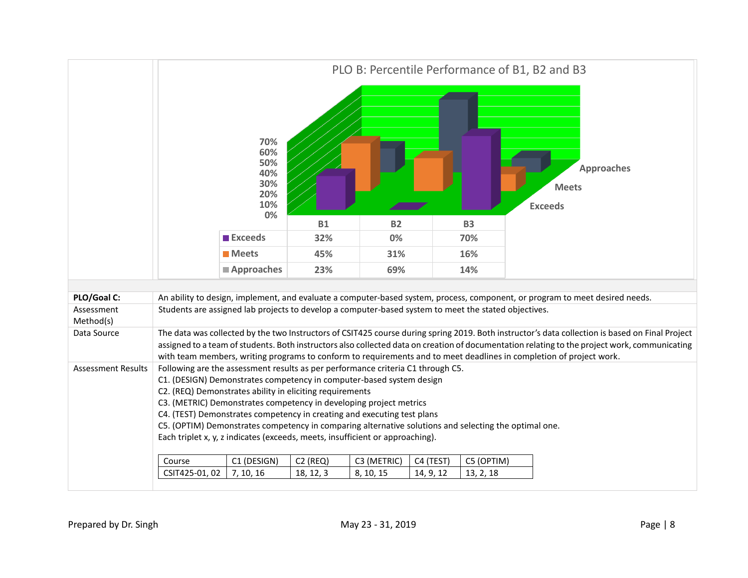**PLO B: Percentile Performance of B1, B2 and B3**

| | B1 | B2 | B3 |
|---|---|---|---|
| Exceeds | 32% | 0% | 70% |
| Meets | 45% | 31% | 16% |
| Approaches | 23% | 69% | 14% |

| | |
|---|---|
| **PLO/Goal C:** | An ability to design, implement, and evaluate a computer-based system, process, component, or program to meet desired needs. |
| Assessment Method(s) | Students are assigned lab projects to develop a computer-based system to meet the stated objectives. |
| Data Source | The data was collected by the two Instructors of CSIT425 course during spring 2019. Both instructor's data collection is based on Final Project assigned to a team of students. Both instructors also collected data on creation of documentation relating to the project work, communicating with team members, writing programs to conform to requirements and to meet deadlines in completion of project work. |
| Assessment Results | Following are the assessment results as per performance criteria C1 through C5.<br>C1. (DESIGN) Demonstrates competency in computer-based system design<br>C2. (REQ) Demonstrates ability in eliciting requirements<br>C3. (METRIC) Demonstrates competency in developing project metrics<br>C4. (TEST) Demonstrates competency in creating and executing test plans<br>C5. (OPTIM) Demonstrates competency in comparing alternative solutions and selecting the optimal one.<br>Each triplet x, y, z indicates (exceeds, meets, insufficient or approaching). |

| Course | C1 (DESIGN) | C2 (REQ) | C3 (METRIC) | C4 (TEST) | C5 (OPTIM) |
|---|---|---|---|---|---|
| CSIT425-01, 02 | 7, 10, 16 | 18, 12, 3 | 8, 10, 15 | 14, 9, 12 | 13, 2, 18 |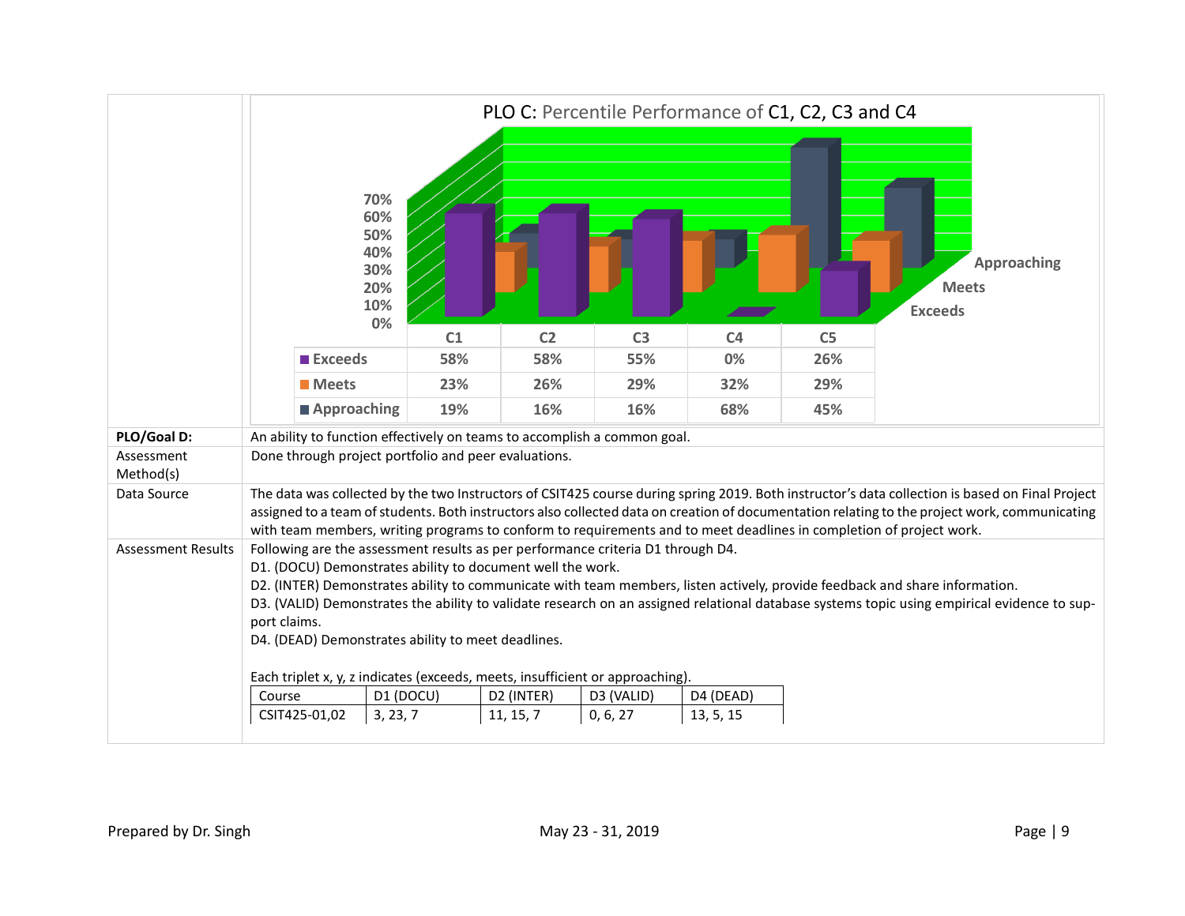**PLO C: Percentile Performance of C1, C2, C3 and C4**

| | C1 | C2 | C3 | C4 | C5 |
|---|---|---|---|---|---|
| Exceeds | 58% | 58% | 55% | 0% | 26% |
| Meets | 23% | 26% | 29% | 32% | 29% |
| Approaching | 19% | 16% | 16% | 68% | 45% |

| | |
|---|---|
| **PLO/Goal D:** | An ability to function effectively on teams to accomplish a common goal. |
| Assessment Method(s) | Done through project portfolio and peer evaluations. |
| Data Source | The data was collected by the two Instructors of CSIT425 course during spring 2019. Both instructor's data collection is based on Final Project assigned to a team of students. Both instructors also collected data on creation of documentation relating to the project work, communicating with team members, writing programs to conform to requirements and to meet deadlines in completion of project work. |
| Assessment Results | Following are the assessment results as per performance criteria D1 through D4.<br>D1. (DOCU) Demonstrates ability to document well the work.<br>D2. (INTER) Demonstrates ability to communicate with team members, listen actively, provide feedback and share information.<br>D3. (VALID) Demonstrates the ability to validate research on an assigned relational database systems topic using empirical evidence to support claims.<br>D4. (DEAD) Demonstrates ability to meet deadlines.<br><br>Each triplet x, y, z indicates (exceeds, meets, insufficient or approaching). |

| Course | D1 (DOCU) | D2 (INTER) | D3 (VALID) | D4 (DEAD) |
|---|---|---|---|---|
| CSIT425-01,02 | 3, 23, 7 | 11, 15, 7 | 0, 6, 27 | 13, 5, 15 |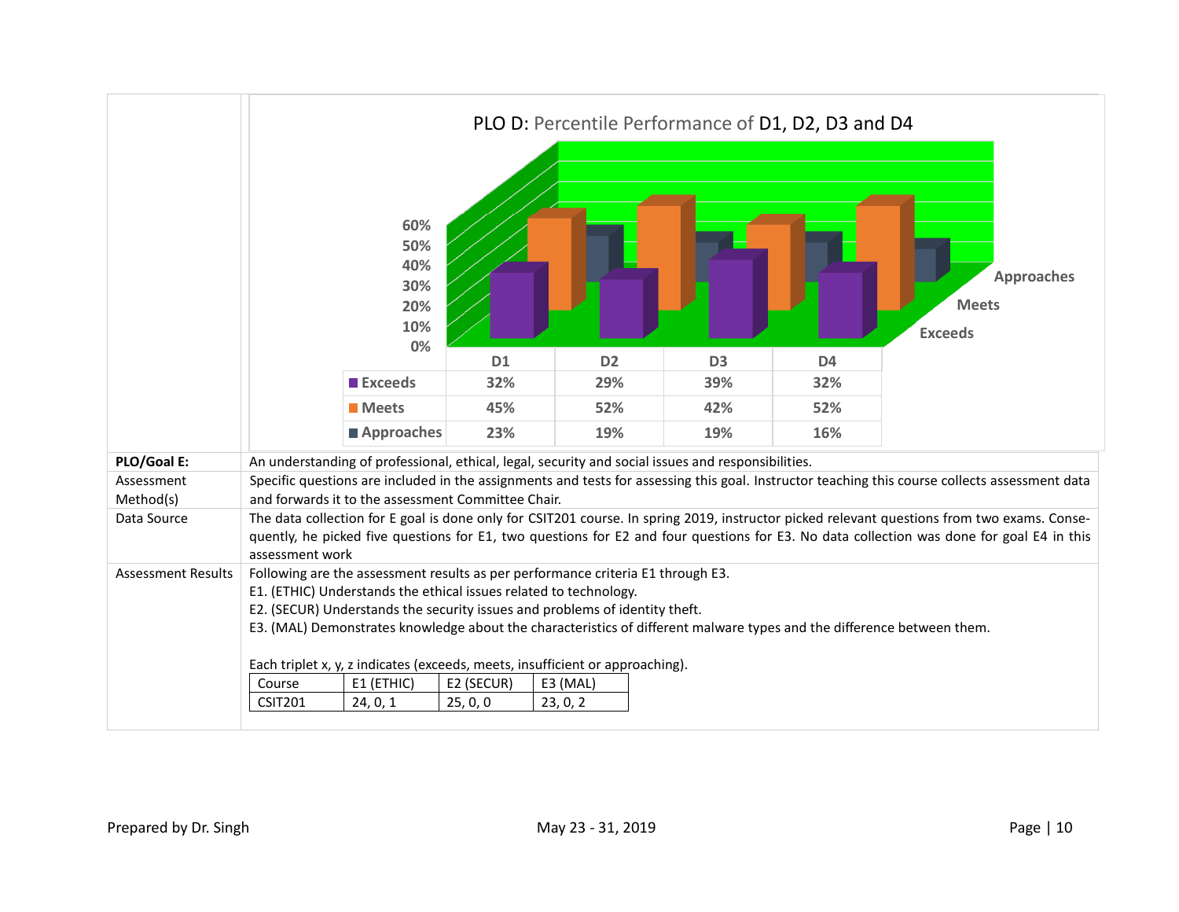**PLO D: Percentile Performance of D1, D2, D3 and D4**

| | D1 | D2 | D3 | D4 |
|---|---|---|---|---|
| Exceeds | 32% | 29% | 39% | 32% |
| Meets | 45% | 52% | 42% | 52% |
| Approaches | 23% | 19% | 19% | 16% |

| | |
|---|---|
| **PLO/Goal E:** | An understanding of professional, ethical, legal, security and social issues and responsibilities. |
| Assessment Method(s) | Specific questions are included in the assignments and tests for assessing this goal. Instructor teaching this course collects assessment data and forwards it to the assessment Committee Chair. |
| Data Source | The data collection for E goal is done only for CSIT201 course. In spring 2019, instructor picked relevant questions from two exams. Consequently, he picked five questions for E1, two questions for E2 and four questions for E3. No data collection was done for goal E4 in this assessment work |
| Assessment Results | Following are the assessment results as per performance criteria E1 through E3. E1. (ETHIC) Understands the ethical issues related to technology. E2. (SECUR) Understands the security issues and problems of identity theft. E3. (MAL) Demonstrates knowledge about the characteristics of different malware types and the difference between them. Each triplet x, y, z indicates (exceeds, meets, insufficient or approaching). |

| Course | E1 (ETHIC) | E2 (SECUR) | E3 (MAL) |
|---|---|---|---|
| CSIT201 | 24, 0, 1 | 25, 0, 0 | 23, 0, 2 |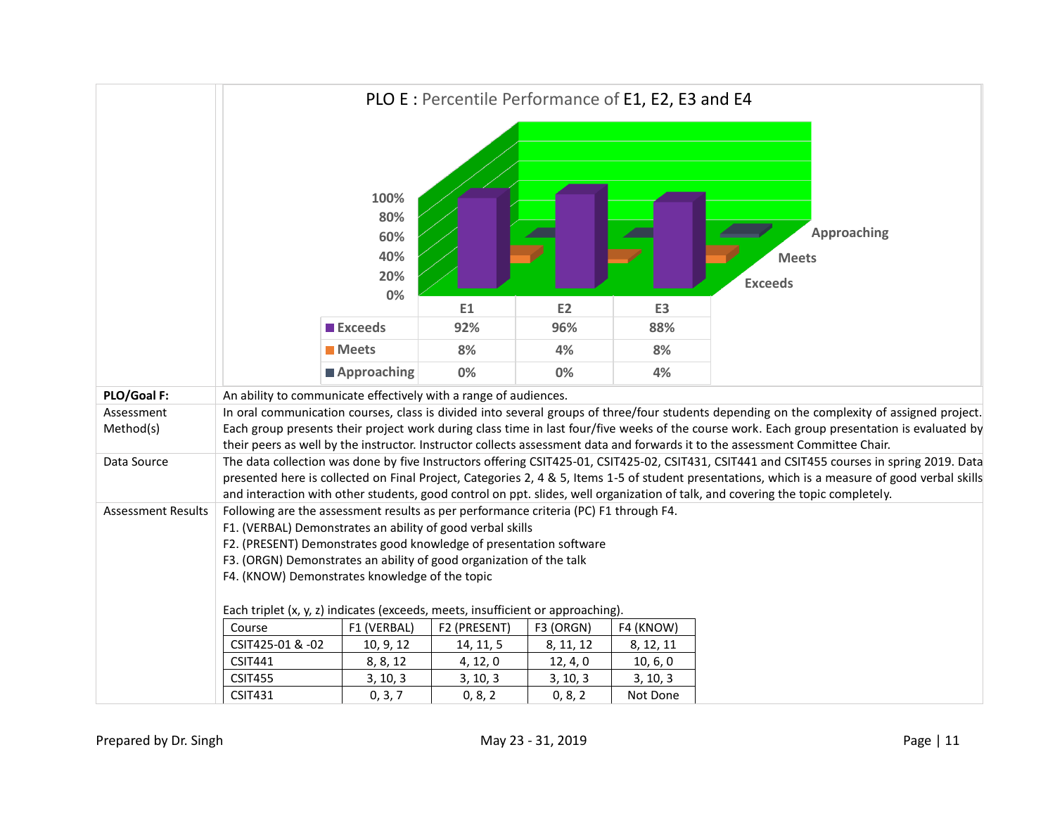PLO E : Percentile Performance of E1, E2, E3 and E4

| | E1 | E2 | E3 |
|---|---|---|---|
| Exceeds | 92% | 96% | 88% |
| Meets | 8% | 4% | 8% |
| Approaching | 0% | 0% | 4% |

| | |
|---|---|
| **PLO/Goal F:** | An ability to communicate effectively with a range of audiences. |
| Assessment Method(s) | In oral communication courses, class is divided into several groups of three/four students depending on the complexity of assigned project. Each group presents their project work during class time in last four/five weeks of the course work. Each group presentation is evaluated by their peers as well by the instructor. Instructor collects assessment data and forwards it to the assessment Committee Chair. |
| Data Source | The data collection was done by five Instructors offering CSIT425-01, CSIT425-02, CSIT431, CSIT441 and CSIT455 courses in spring 2019. Data presented here is collected on Final Project, Categories 2, 4 & 5, Items 1-5 of student presentations, which is a measure of good verbal skills and interaction with other students, good control on ppt. slides, well organization of talk, and covering the topic completely. |
| Assessment Results | Following are the assessment results as per performance criteria (PC) F1 through F4. |

F1. (VERBAL) Demonstrates an ability of good verbal skills

F2. (PRESENT) Demonstrates good knowledge of presentation software

F3. (ORGN) Demonstrates an ability of good organization of the talk

F4. (KNOW) Demonstrates knowledge of the topic

Each triplet (x, y, z) indicates (exceeds, meets, insufficient or approaching).

| Course | F1 (VERBAL) | F2 (PRESENT) | F3 (ORGN) | F4 (KNOW) |
|---|---|---|---|---|
| CSIT425-01 & -02 | 10, 9, 12 | 14, 11, 5 | 8, 11, 12 | 8, 12, 11 |
| CSIT441 | 8, 8, 12 | 4, 12, 0 | 12, 4, 0 | 10, 6, 0 |
| CSIT455 | 3, 10, 3 | 3, 10, 3 | 3, 10, 3 | 3, 10, 3 |
| CSIT431 | 0, 3, 7 | 0, 8, 2 | 0, 8, 2 | Not Done |

Prepared by Dr. Singh May 23 - 31, 2019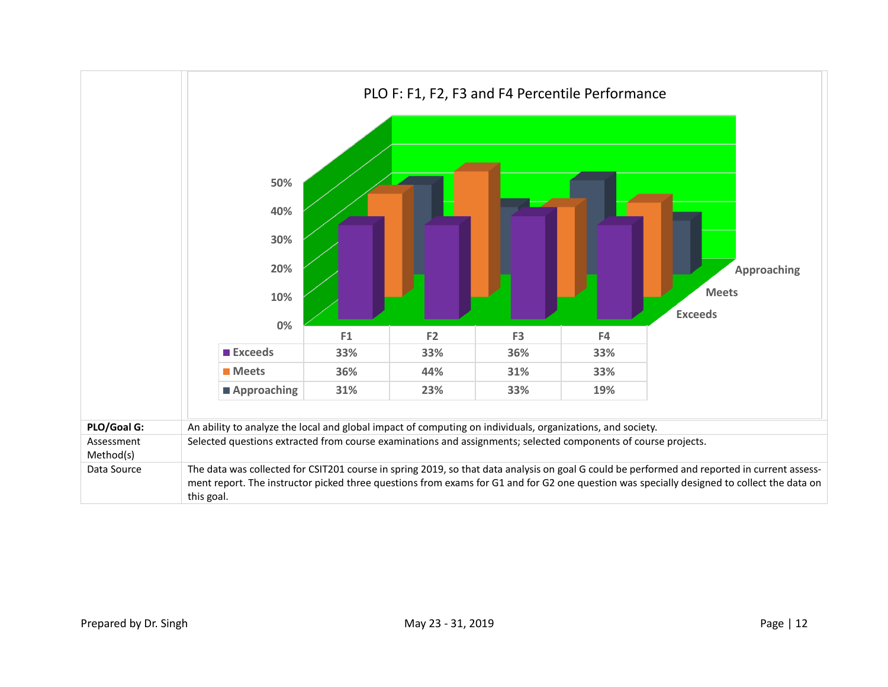**PLO F: F1, F2, F3 and F4 Percentile Performance**

| | F1 | F2 | F3 | F4 |
|---|---|---|---|---|
| Exceeds | 33% | 33% | 36% | 33% |
| Meets | 36% | 44% | 31% | 33% |
| Approaching | 31% | 23% | 33% | 19% |

| | |
|---|---|
| **PLO/Goal G:** | An ability to analyze the local and global impact of computing on individuals, organizations, and society. |
| Assessment Method(s) | Selected questions extracted from course examinations and assignments; selected components of course projects. |
| Data Source | The data was collected for CSIT201 course in spring 2019, so that data analysis on goal G could be performed and reported in current assessment report. The instructor picked three questions from exams for G1 and for G2 one question was specially designed to collect the data on this goal. |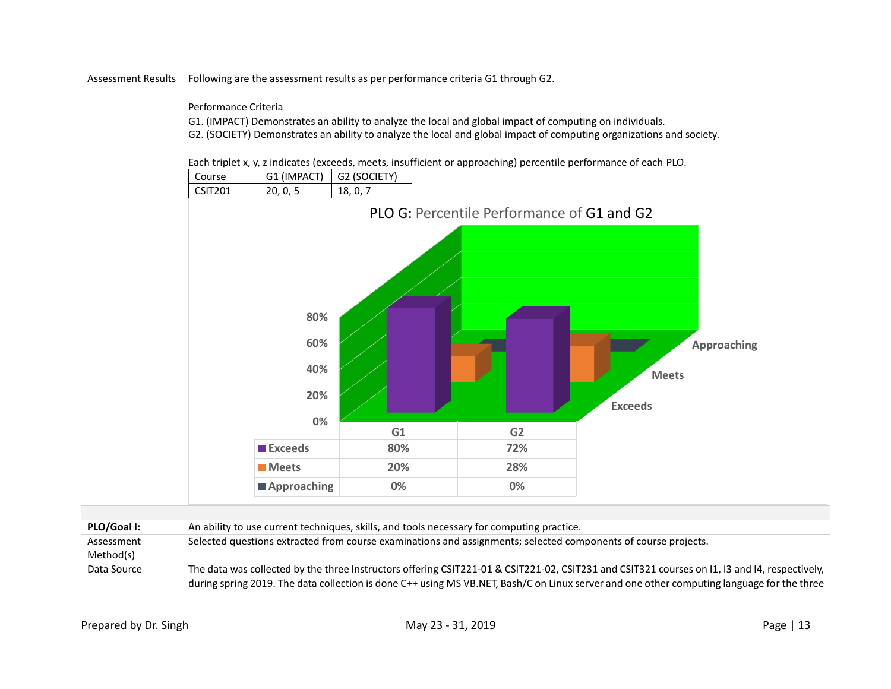| | |
|---|---|
| Assessment Results | Following are the assessment results as per performance criteria G1 through G2.<br><br>Performance Criteria<br>G1. (IMPACT) Demonstrates an ability to analyze the local and global impact of computing on individuals.<br>G2. (SOCIETY) Demonstrates an ability to analyze the local and global impact of computing organizations and society.<br><br>Each triplet x, y, z indicates (exceeds, meets, insufficient or approaching) percentile performance of each PLO. |

| Course | G1 (IMPACT) | G2 (SOCIETY) |
|---|---|---|
| CSIT201 | 20, 0, 5 | 18, 0, 7 |

PLO G: Percentile Performance of G1 and G2

| | G1 | G2 |
|---|---|---|
| Exceeds | 80% | 72% |
| Meets | 20% | 28% |
| Approaching | 0% | 0% |

| | |
|---|---|
| **PLO/Goal I:** | An ability to use current techniques, skills, and tools necessary for computing practice. |
| Assessment Method(s) | Selected questions extracted from course examinations and assignments; selected components of course projects. |
| Data Source | The data was collected by the three Instructors offering CSIT221-01 & CSIT221-02, CSIT231 and CSIT321 courses on I1, I3 and I4, respectively, during spring 2019. The data collection is done C++ using MS VB.NET, Bash/C on Linux server and one other computing language for the three |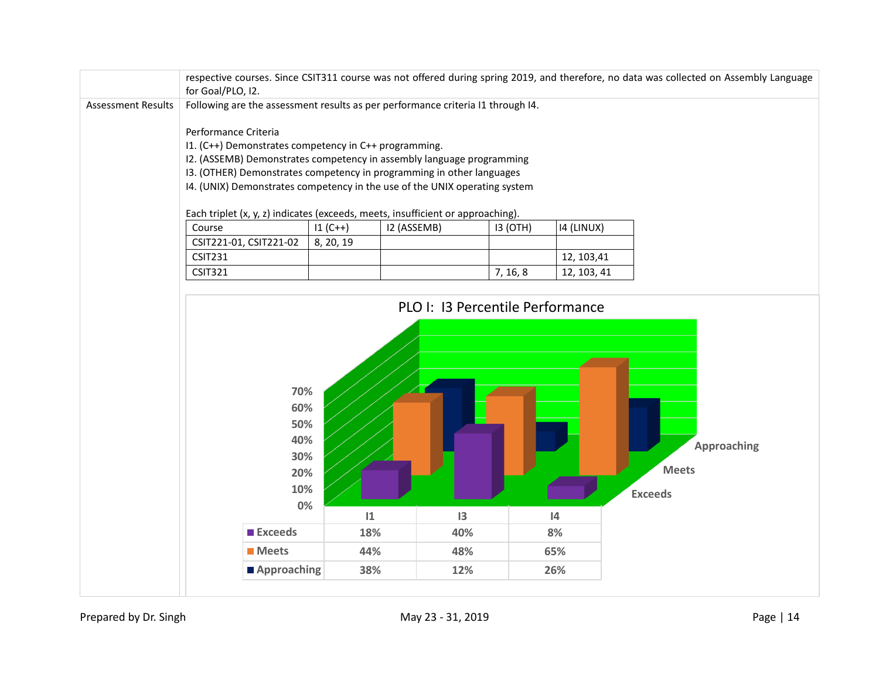| | |
|---|---|
| | respective courses. Since CSIT311 course was not offered during spring 2019, and therefore, no data was collected on Assembly Language for Goal/PLO, I2. |
| Assessment Results | Following are the assessment results as per performance criteria I1 through I4. |

Performance Criteria

I1. (C++) Demonstrates competency in C++ programming.
I2. (ASSEMB) Demonstrates competency in assembly language programming
I3. (OTHER) Demonstrates competency in programming in other languages
I4. (UNIX) Demonstrates competency in the use of the UNIX operating system

Each triplet (x, y, z) indicates (exceeds, meets, insufficient or approaching).

| Course | I1 (C++) | I2 (ASSEMB) | I3 (OTH) | I4 (LINUX) |
|---|---|---|---|---|
| CSIT221-01, CSIT221-02 | 8, 20, 19 | | | |
| CSIT231 | | | | 12, 103,41 |
| CSIT321 | | | 7, 16, 8 | 12, 103, 41 |

PLO I: I3 Percentile Performance

| | I1 | I3 | I4 |
|---|---|---|---|
| Exceeds | 18% | 40% | 8% |
| Meets | 44% | 48% | 65% |
| Approaching | 38% | 12% | 26% |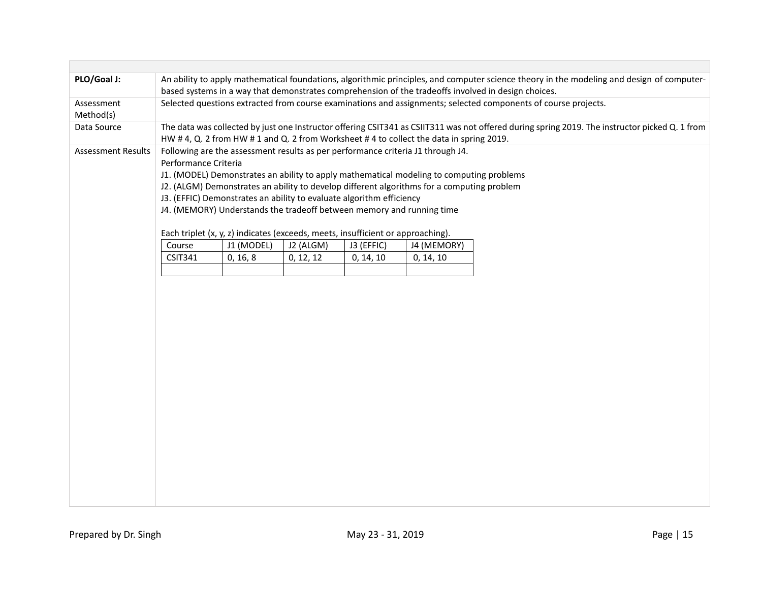| | |
|---|---|
| **PLO/Goal J:** | An ability to apply mathematical foundations, algorithmic principles, and computer science theory in the modeling and design of computer-based systems in a way that demonstrates comprehension of the tradeoffs involved in design choices. |
| Assessment Method(s) | Selected questions extracted from course examinations and assignments; selected components of course projects. |
| Data Source | The data was collected by just one Instructor offering CSIT341 as CSIIT311 was not offered during spring 2019. The instructor picked Q. 1 from HW # 4, Q. 2 from HW # 1 and Q. 2 from Worksheet # 4 to collect the data in spring 2019. |
| Assessment Results | Following are the assessment results as per performance criteria J1 through J4. |

Performance Criteria

J1. (MODEL) Demonstrates an ability to apply mathematical modeling to computing problems

J2. (ALGM) Demonstrates an ability to develop different algorithms for a computing problem

J3. (EFFIC) Demonstrates an ability to evaluate algorithm efficiency

J4. (MEMORY) Understands the tradeoff between memory and running time

Each triplet (x, y, z) indicates (exceeds, meets, insufficient or approaching).

| Course | J1 (MODEL) | J2 (ALGM) | J3 (EFFIC) | J4 (MEMORY) |
|---|---|---|---|---|
| CSIT341 | 0, 16, 8 | 0, 12, 12 | 0, 14, 10 | 0, 14, 10 |
| | | | | |

Prepared by Dr. Singh

May 23 - 31, 2019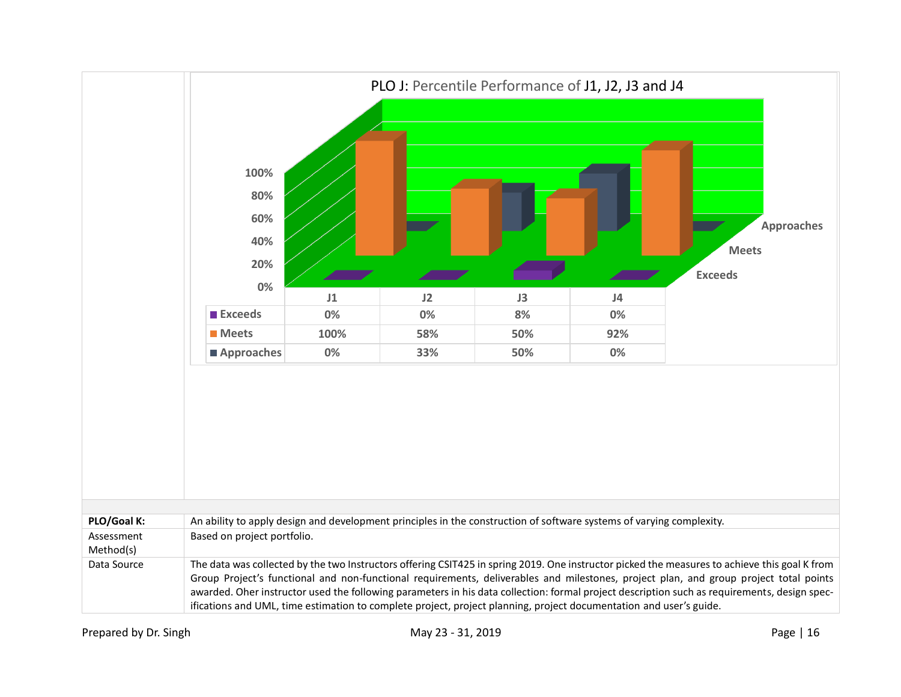PLO J: Percentile Performance of J1, J2, J3 and J4

| | J1 | J2 | J3 | J4 |
|---|---|---|---|---|
| Exceeds | 0% | 0% | 8% | 0% |
| Meets | 100% | 58% | 50% | 92% |
| Approaches | 0% | 33% | 50% | 0% |

| | |
|---|---|
| **PLO/Goal K:** | An ability to apply design and development principles in the construction of software systems of varying complexity. |
| Assessment Method(s) | Based on project portfolio. |
| Data Source | The data was collected by the two Instructors offering CSIT425 in spring 2019. One instructor picked the measures to achieve this goal K from Group Project's functional and non-functional requirements, deliverables and milestones, project plan, and group project total points awarded. Oher instructor used the following parameters in his data collection: formal project description such as requirements, design specifications and UML, time estimation to complete project, project planning, project documentation and user's guide. |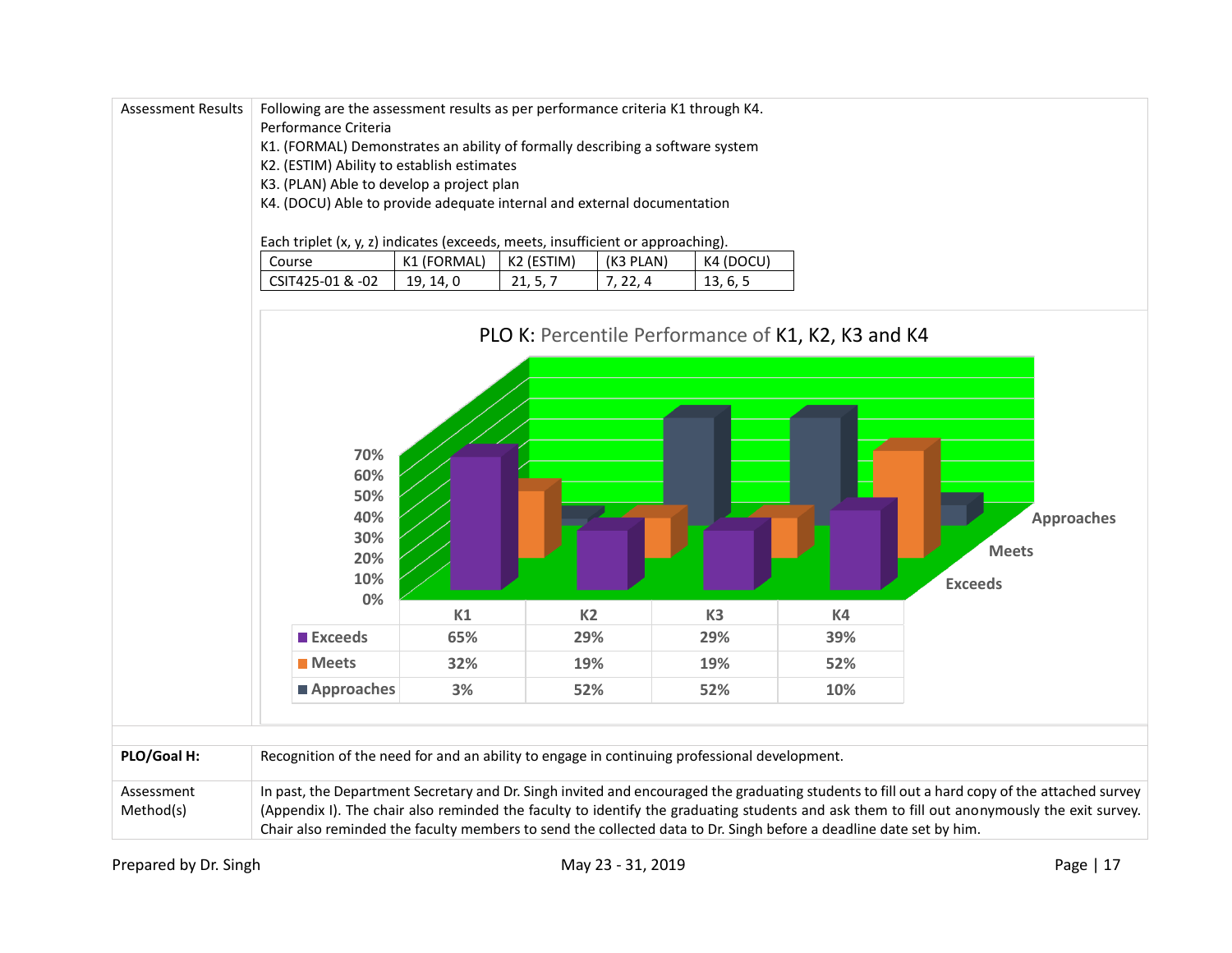| Assessment Results | Following are the assessment results as per performance criteria K1 through K4. |
|---|---|

Performance Criteria

K1. (FORMAL) Demonstrates an ability of formally describing a software system

K2. (ESTIM) Ability to establish estimates

K3. (PLAN) Able to develop a project plan

K4. (DOCU) Able to provide adequate internal and external documentation

Each triplet (x, y, z) indicates (exceeds, meets, insufficient or approaching).

| Course | K1 (FORMAL) | K2 (ESTIM) | (K3 PLAN) | K4 (DOCU) |
|---|---|---|---|---|
| CSIT425-01 & -02 | 19, 14, 0 | 21, 5, 7 | 7, 22, 4 | 13, 6, 5 |

PLO K: Percentile Performance of K1, K2, K3 and K4

| | K1 | K2 | K3 | K4 |
|---|---|---|---|---|
| Exceeds | 65% | 29% | 29% | 39% |
| Meets | 32% | 19% | 19% | 52% |
| Approaches | 3% | 52% | 52% | 10% |

| **PLO/Goal H:** | Recognition of the need for and an ability to engage in continuing professional development. |
|---|---|
| Assessment Method(s) | In past, the Department Secretary and Dr. Singh invited and encouraged the graduating students to fill out a hard copy of the attached survey (Appendix I). The chair also reminded the faculty to identify the graduating students and ask them to fill out anonymously the exit survey. Chair also reminded the faculty members to send the collected data to Dr. Singh before a deadline date set by him. |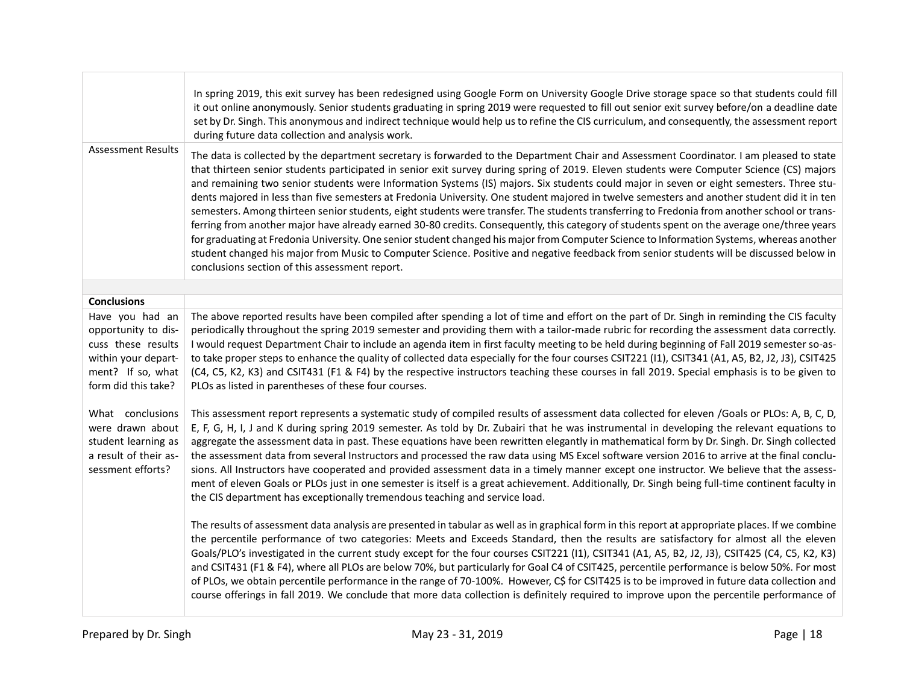| | |
|---|---|
| | In spring 2019, this exit survey has been redesigned using Google Form on University Google Drive storage space so that students could fill it out online anonymously. Senior students graduating in spring 2019 were requested to fill out senior exit survey before/on a deadline date set by Dr. Singh. This anonymous and indirect technique would help us to refine the CIS curriculum, and consequently, the assessment report during future data collection and analysis work. |
| Assessment Results | The data is collected by the department secretary is forwarded to the Department Chair and Assessment Coordinator. I am pleased to state that thirteen senior students participated in senior exit survey during spring of 2019. Eleven students were Computer Science (CS) majors and remaining two senior students were Information Systems (IS) majors. Six students could major in seven or eight semesters. Three students majored in less than five semesters at Fredonia University. One student majored in twelve semesters and another student did it in ten semesters. Among thirteen senior students, eight students were transfer. The students transferring to Fredonia from another school or transferring from another major have already earned 30-80 credits. Consequently, this category of students spent on the average one/three years for graduating at Fredonia University. One senior student changed his major from Computer Science to Information Systems, whereas another student changed his major from Music to Computer Science. Positive and negative feedback from senior students will be discussed below in conclusions section of this assessment report. |
| | |
| **Conclusions** | |
| Have you had an opportunity to discuss these results within your department? If so, what form did this take? | The above reported results have been compiled after spending a lot of time and effort on the part of Dr. Singh in reminding the CIS faculty periodically throughout the spring 2019 semester and providing them with a tailor-made rubric for recording the assessment data correctly. I would request Department Chair to include an agenda item in first faculty meeting to be held during beginning of Fall 2019 semester so-as-to take proper steps to enhance the quality of collected data especially for the four courses CSIT221 (I1), CSIT341 (A1, A5, B2, J2, J3), CSIT425 (C4, C5, K2, K3) and CSIT431 (F1 & F4) by the respective instructors teaching these courses in fall 2019. Special emphasis is to be given to PLOs as listed in parentheses of these four courses. |
| What conclusions were drawn about student learning as a result of their assessment efforts? | This assessment report represents a systematic study of compiled results of assessment data collected for eleven /Goals or PLOs: A, B, C, D, E, F, G, H, I, J and K during spring 2019 semester. As told by Dr. Zubairi that he was instrumental in developing the relevant equations to aggregate the assessment data in past. These equations have been rewritten elegantly in mathematical form by Dr. Singh. Dr. Singh collected the assessment data from several Instructors and processed the raw data using MS Excel software version 2016 to arrive at the final conclusions. All Instructors have cooperated and provided assessment data in a timely manner except one instructor. We believe that the assessment of eleven Goals or PLOs just in one semester is itself is a great achievement. Additionally, Dr. Singh being full-time continent faculty in the CIS department has exceptionally tremendous teaching and service load.<br><br>The results of assessment data analysis are presented in tabular as well as in graphical form in this report at appropriate places. If we combine the percentile performance of two categories: Meets and Exceeds Standard, then the results are satisfactory for almost all the eleven Goals/PLO's investigated in the current study except for the four courses CSIT221 (I1), CSIT341 (A1, A5, B2, J2, J3), CSIT425 (C4, C5, K2, K3) and CSIT431 (F1 & F4), where all PLOs are below 70%, but particularly for Goal C4 of CSIT425, percentile performance is below 50%. For most of PLOs, we obtain percentile performance in the range of 70-100%. However, C$ for CSIT425 is to be improved in future data collection and course offerings in fall 2019. We conclude that more data collection is definitely required to improve upon the percentile performance of |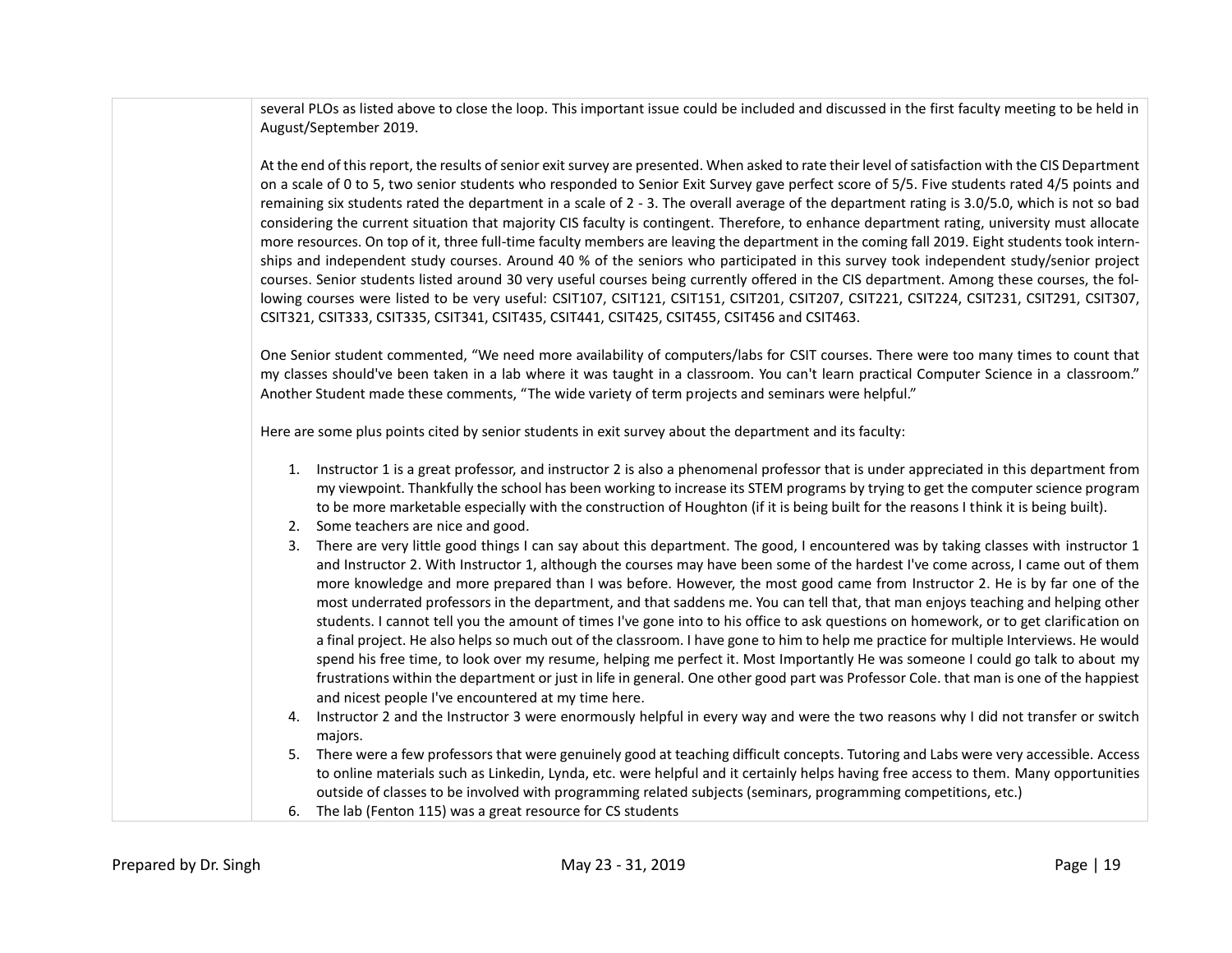several PLOs as listed above to close the loop. This important issue could be included and discussed in the first faculty meeting to be held in August/September 2019.

At the end of this report, the results of senior exit survey are presented. When asked to rate their level of satisfaction with the CIS Department on a scale of 0 to 5, two senior students who responded to Senior Exit Survey gave perfect score of 5/5. Five students rated 4/5 points and remaining six students rated the department in a scale of 2 - 3. The overall average of the department rating is 3.0/5.0, which is not so bad considering the current situation that majority CIS faculty is contingent. Therefore, to enhance department rating, university must allocate more resources. On top of it, three full-time faculty members are leaving the department in the coming fall 2019. Eight students took internships and independent study courses. Around 40 % of the seniors who participated in this survey took independent study/senior project courses. Senior students listed around 30 very useful courses being currently offered in the CIS department. Among these courses, the following courses were listed to be very useful: CSIT107, CSIT121, CSIT151, CSIT201, CSIT207, CSIT221, CSIT224, CSIT231, CSIT291, CSIT307, CSIT321, CSIT333, CSIT335, CSIT341, CSIT435, CSIT441, CSIT425, CSIT455, CSIT456 and CSIT463.

One Senior student commented, "We need more availability of computers/labs for CSIT courses. There were too many times to count that my classes should've been taken in a lab where it was taught in a classroom. You can't learn practical Computer Science in a classroom." Another Student made these comments, "The wide variety of term projects and seminars were helpful."

Here are some plus points cited by senior students in exit survey about the department and its faculty:

1. Instructor 1 is a great professor, and instructor 2 is also a phenomenal professor that is under appreciated in this department from my viewpoint. Thankfully the school has been working to increase its STEM programs by trying to get the computer science program to be more marketable especially with the construction of Houghton (if it is being built for the reasons I think it is being built).
2. Some teachers are nice and good.
3. There are very little good things I can say about this department. The good, I encountered was by taking classes with instructor 1 and Instructor 2. With Instructor 1, although the courses may have been some of the hardest I've come across, I came out of them more knowledge and more prepared than I was before. However, the most good came from Instructor 2. He is by far one of the most underrated professors in the department, and that saddens me. You can tell that, that man enjoys teaching and helping other students. I cannot tell you the amount of times I've gone into to his office to ask questions on homework, or to get clarification on a final project. He also helps so much out of the classroom. I have gone to him to help me practice for multiple Interviews. He would spend his free time, to look over my resume, helping me perfect it. Most Importantly He was someone I could go talk to about my frustrations within the department or just in life in general. One other good part was Professor Cole. that man is one of the happiest and nicest people I've encountered at my time here.
4. Instructor 2 and the Instructor 3 were enormously helpful in every way and were the two reasons why I did not transfer or switch majors.
5. There were a few professors that were genuinely good at teaching difficult concepts. Tutoring and Labs were very accessible. Access to online materials such as Linkedin, Lynda, etc. were helpful and it certainly helps having free access to them. Many opportunities outside of classes to be involved with programming related subjects (seminars, programming competitions, etc.)
6. The lab (Fenton 115) was a great resource for CS students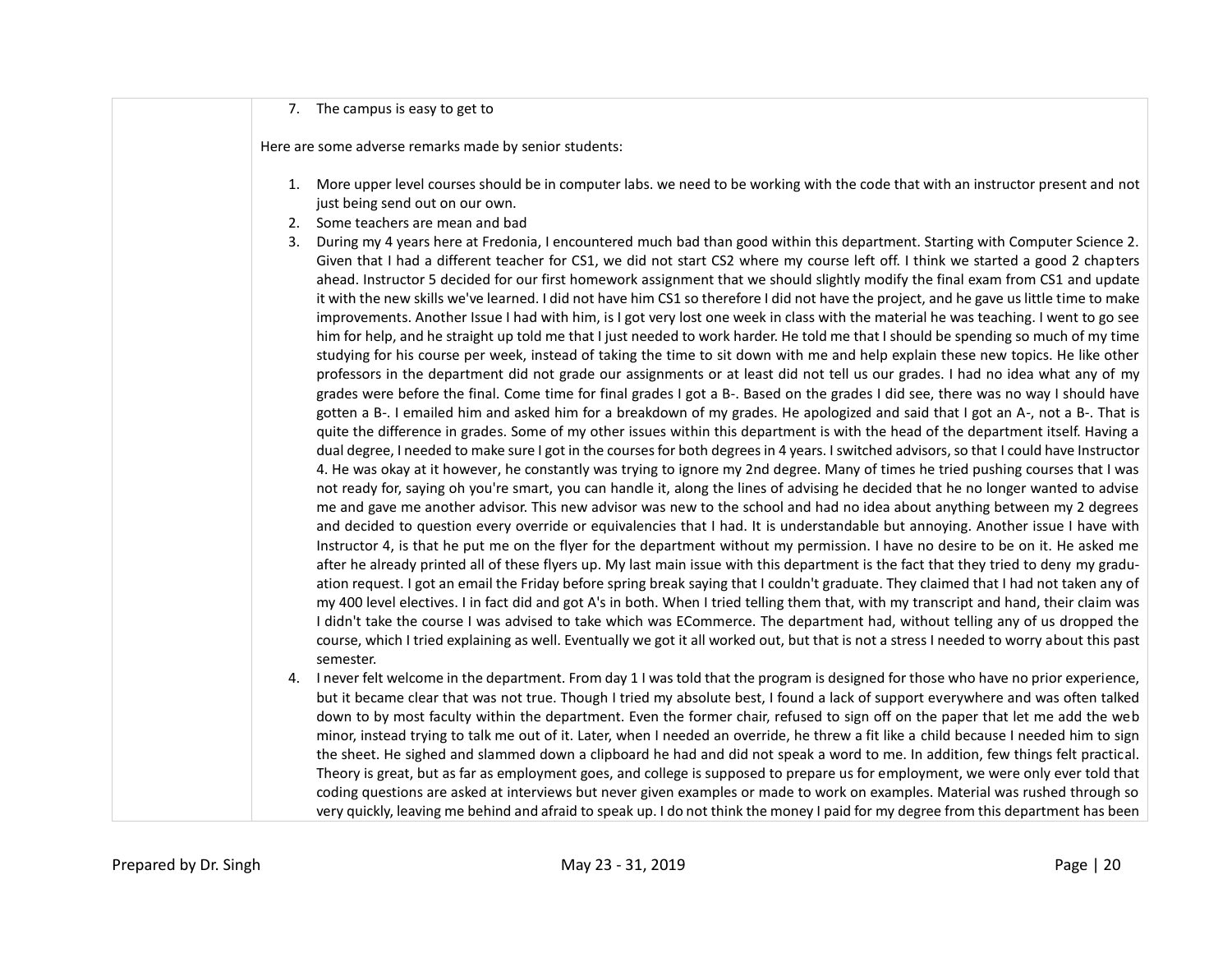7. The campus is easy to get to

Here are some adverse remarks made by senior students:

1. More upper level courses should be in computer labs. we need to be working with the code that with an instructor present and not just being send out on our own.
2. Some teachers are mean and bad
3. During my 4 years here at Fredonia, I encountered much bad than good within this department. Starting with Computer Science 2. Given that I had a different teacher for CS1, we did not start CS2 where my course left off. I think we started a good 2 chapters ahead. Instructor 5 decided for our first homework assignment that we should slightly modify the final exam from CS1 and update it with the new skills we've learned. I did not have him CS1 so therefore I did not have the project, and he gave us little time to make improvements. Another Issue I had with him, is I got very lost one week in class with the material he was teaching. I went to go see him for help, and he straight up told me that I just needed to work harder. He told me that I should be spending so much of my time studying for his course per week, instead of taking the time to sit down with me and help explain these new topics. He like other professors in the department did not grade our assignments or at least did not tell us our grades. I had no idea what any of my grades were before the final. Come time for final grades I got a B-. Based on the grades I did see, there was no way I should have gotten a B-. I emailed him and asked him for a breakdown of my grades. He apologized and said that I got an A-, not a B-. That is quite the difference in grades. Some of my other issues within this department is with the head of the department itself. Having a dual degree, I needed to make sure I got in the courses for both degrees in 4 years. I switched advisors, so that I could have Instructor 4. He was okay at it however, he constantly was trying to ignore my 2nd degree. Many of times he tried pushing courses that I was not ready for, saying oh you're smart, you can handle it, along the lines of advising he decided that he no longer wanted to advise me and gave me another advisor. This new advisor was new to the school and had no idea about anything between my 2 degrees and decided to question every override or equivalencies that I had. It is understandable but annoying. Another issue I have with Instructor 4, is that he put me on the flyer for the department without my permission. I have no desire to be on it. He asked me after he already printed all of these flyers up. My last main issue with this department is the fact that they tried to deny my graduation request. I got an email the Friday before spring break saying that I couldn't graduate. They claimed that I had not taken any of my 400 level electives. I in fact did and got A's in both. When I tried telling them that, with my transcript and hand, their claim was I didn't take the course I was advised to take which was ECommerce. The department had, without telling any of us dropped the course, which I tried explaining as well. Eventually we got it all worked out, but that is not a stress I needed to worry about this past semester.
4. I never felt welcome in the department. From day 1 I was told that the program is designed for those who have no prior experience, but it became clear that was not true. Though I tried my absolute best, I found a lack of support everywhere and was often talked down to by most faculty within the department. Even the former chair, refused to sign off on the paper that let me add the web minor, instead trying to talk me out of it. Later, when I needed an override, he threw a fit like a child because I needed him to sign the sheet. He sighed and slammed down a clipboard he had and did not speak a word to me. In addition, few things felt practical. Theory is great, but as far as employment goes, and college is supposed to prepare us for employment, we were only ever told that coding questions are asked at interviews but never given examples or made to work on examples. Material was rushed through so very quickly, leaving me behind and afraid to speak up. I do not think the money I paid for my degree from this department has been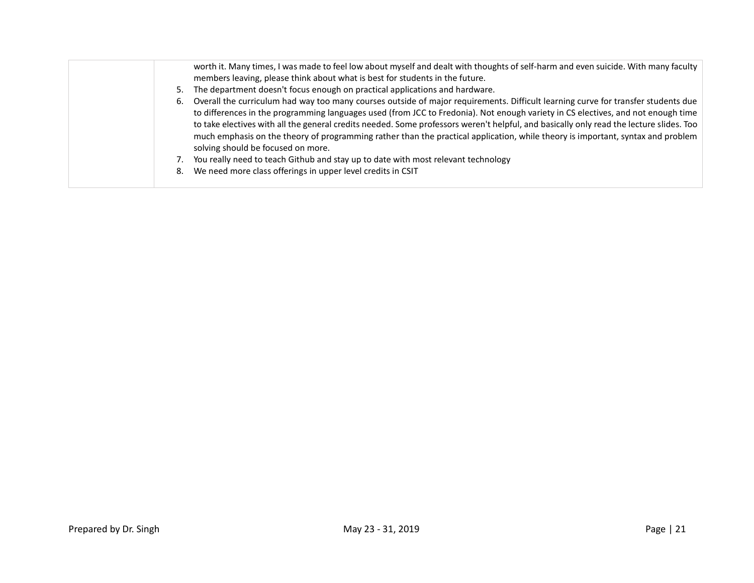| | |
|---|---|
| | worth it. Many times, I was made to feel low about myself and dealt with thoughts of self-harm and even suicide. With many faculty members leaving, please think about what is best for students in the future.<br>5. The department doesn't focus enough on practical applications and hardware.<br>6. Overall the curriculum had way too many courses outside of major requirements. Difficult learning curve for transfer students due to differences in the programming languages used (from JCC to Fredonia). Not enough variety in CS electives, and not enough time to take electives with all the general credits needed. Some professors weren't helpful, and basically only read the lecture slides. Too much emphasis on the theory of programming rather than the practical application, while theory is important, syntax and problem solving should be focused on more.<br>7. You really need to teach Github and stay up to date with most relevant technology<br>8. We need more class offerings in upper level credits in CSIT |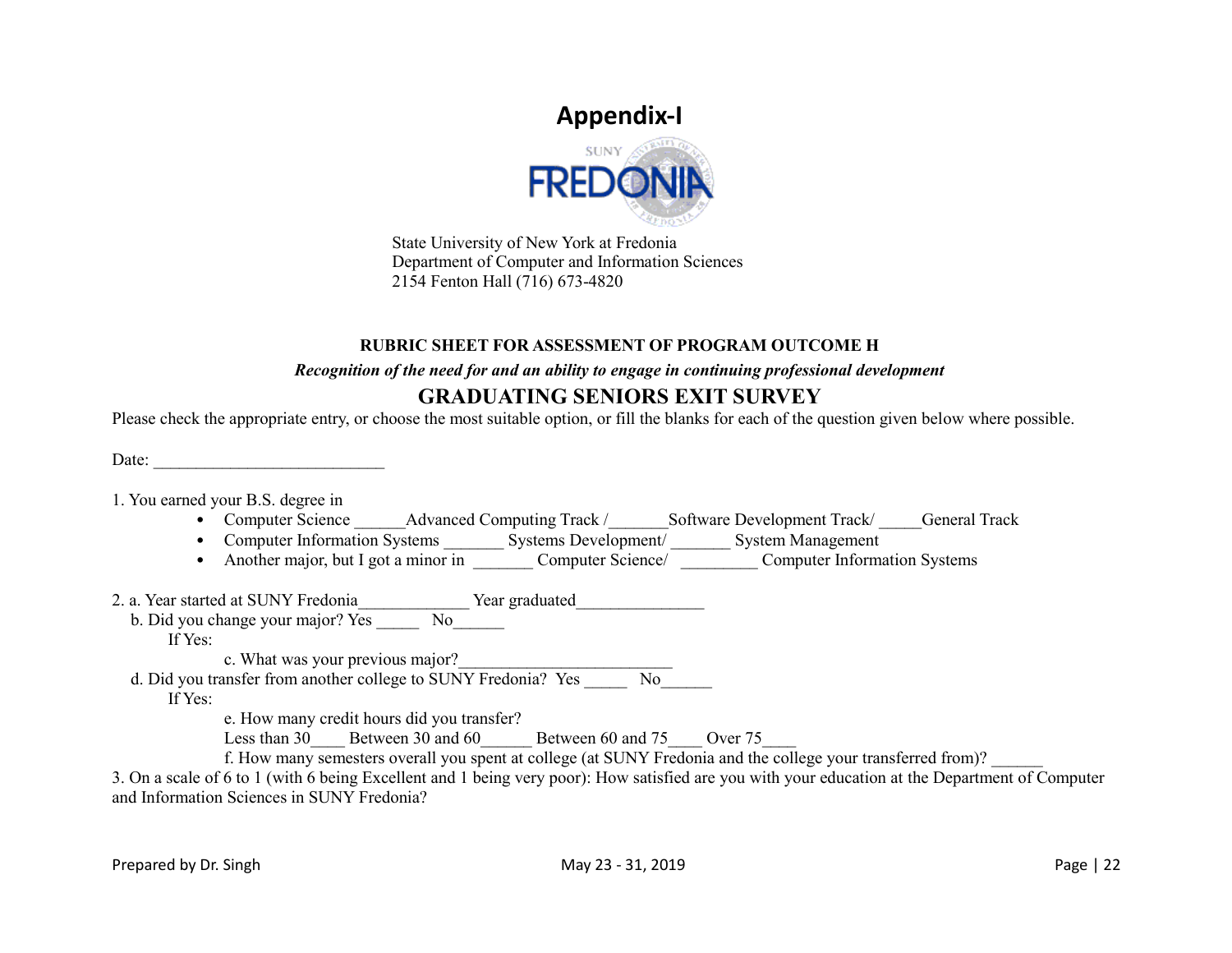# Appendix-I

SUNY FREDONIA

State University of New York at Fredonia
Department of Computer and Information Sciences
2154 Fenton Hall (716) 673-4820

**RUBRIC SHEET FOR ASSESSMENT OF PROGRAM OUTCOME H**

***Recognition of the need for and an ability to engage in continuing professional development***

## GRADUATING SENIORS EXIT SURVEY

Please check the appropriate entry, or choose the most suitable option, or fill the blanks for each of the question given below where possible.

Date: ___________________________

1. You earned your B.S. degree in
   - Computer Science ______Advanced Computing Track /_______Software Development Track/ _____General Track
   - Computer Information Systems _______ Systems Development/ _______ System Management
   - Another major, but I got a minor in _______ Computer Science/ _________ Computer Information Systems

2. a. Year started at SUNY Fredonia_____________ Year graduated_______________

   b. Did you change your major? Yes _____ No______

   If Yes:

   c. What was your previous major?_________________________

   d. Did you transfer from another college to SUNY Fredonia? Yes _____ No______

   If Yes:

   e. How many credit hours did you transfer?

   Less than 30____ Between 30 and 60______ Between 60 and 75____ Over 75____

   f. How many semesters overall you spent at college (at SUNY Fredonia and the college your transferred from)? ______

3. On a scale of 6 to 1 (with 6 being Excellent and 1 being very poor): How satisfied are you with your education at the Department of Computer and Information Sciences in SUNY Fredonia?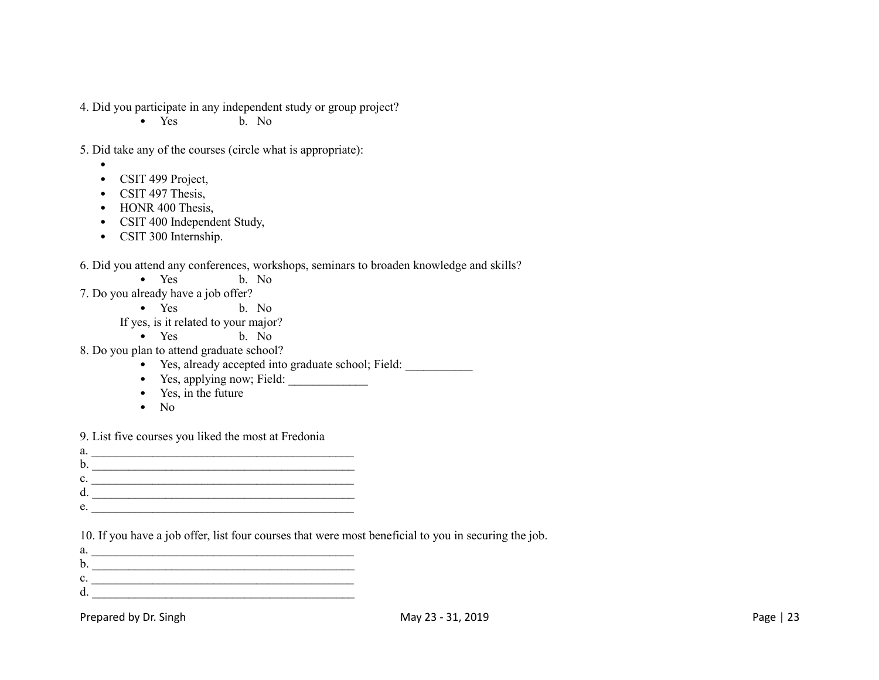4. Did you participate in any independent study or group project?

- Yes                b. No

5. Did take any of the courses (circle what is appropriate):

- 
- CSIT 499 Project,
- CSIT 497 Thesis,
- HONR 400 Thesis,
- CSIT 400 Independent Study,
- CSIT 300 Internship.

6. Did you attend any conferences, workshops, seminars to broaden knowledge and skills?

- Yes                b. No

7. Do you already have a job offer?

- Yes                b. No

If yes, is it related to your major?

- Yes                b. No

8. Do you plan to attend graduate school?

- Yes, already accepted into graduate school; Field: ___________
- Yes, applying now; Field: _____________
- Yes, in the future
- No

9. List five courses you liked the most at Fredonia

a. ____________________________________________

b. ____________________________________________

c. ____________________________________________

d. ____________________________________________

e. ____________________________________________

10. If you have a job offer, list four courses that were most beneficial to you in securing the job.

a. ____________________________________________

b. ____________________________________________

c. ____________________________________________

d. ____________________________________________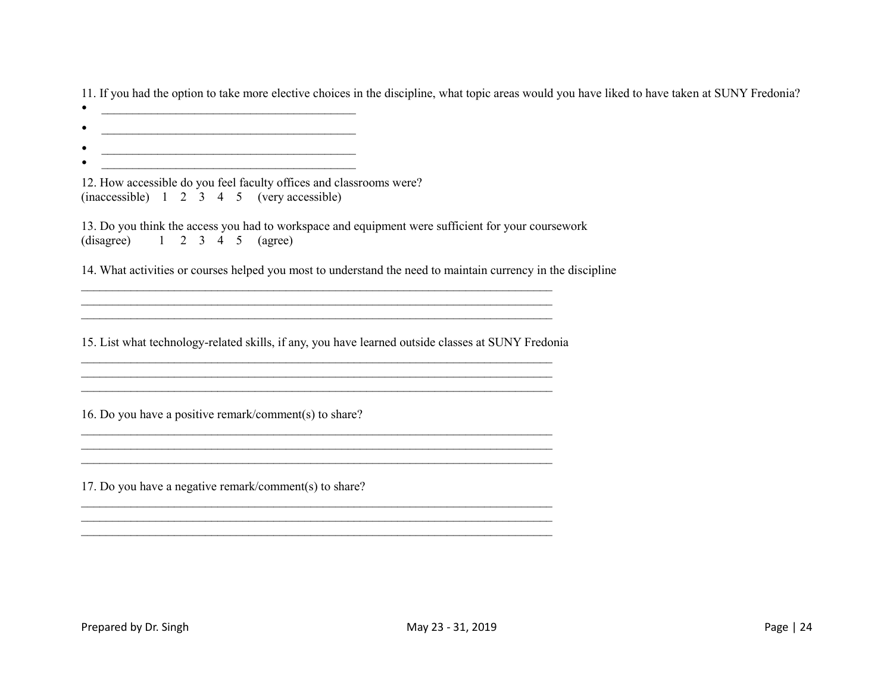11. If you had the option to take more elective choices in the discipline, what topic areas would you have liked to have taken at SUNY Fredonia?

- ________________________________________
- ________________________________________
- ________________________________________
- ________________________________________

12. How accessible do you feel faculty offices and classrooms were?
(inaccessible) 1 2 3 4 5 (very accessible)

13. Do you think the access you had to workspace and equipment were sufficient for your coursework
(disagree) 1 2 3 4 5 (agree)

14. What activities or courses helped you most to understand the need to maintain currency in the discipline

______________________________________________________________________________
______________________________________________________________________________
______________________________________________________________________________

15. List what technology-related skills, if any, you have learned outside classes at SUNY Fredonia

______________________________________________________________________________
______________________________________________________________________________
______________________________________________________________________________

16. Do you have a positive remark/comment(s) to share?

______________________________________________________________________________
______________________________________________________________________________
______________________________________________________________________________

17. Do you have a negative remark/comment(s) to share?

______________________________________________________________________________
______________________________________________________________________________
______________________________________________________________________________